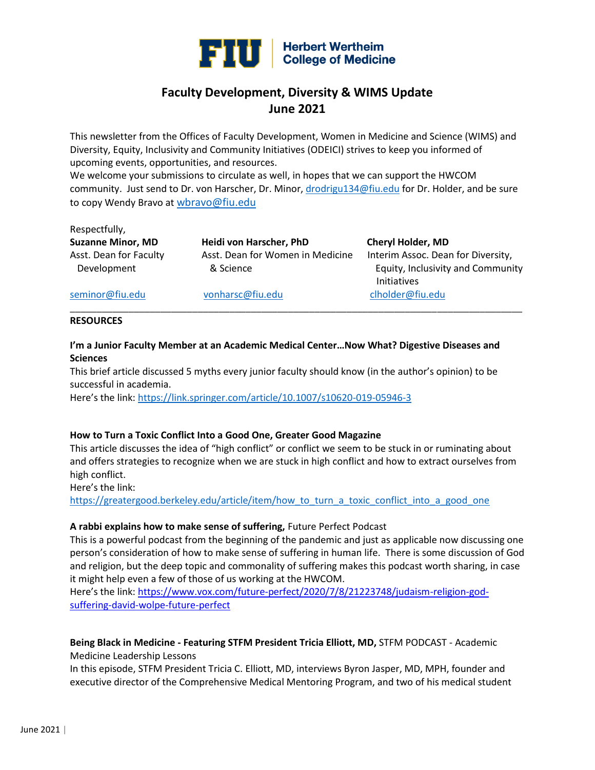# Faculty Development, Diversity & WIMS Update
# June 2021

This newsletter from the Offices of Faculty Development, Women in Medicine and Science (WIMS) and Diversity, Equity, Inclusivity and Community Initiatives (ODEICI) strives to keep you informed of upcoming events, opportunities, and resources.

We welcome your submissions to circulate as well, in hopes that we can support the HWCOM community. Just send to Dr. von Harscher, Dr. Minor, drodrigu134@fiu.edu for Dr. Holder, and be sure to copy Wendy Bravo at wbravo@fiu.edu

Respectfully,

**Suzanne Minor, MD**
Asst. Dean for Faculty Development
seminor@fiu.edu

**Heidi von Harscher, PhD**
Asst. Dean for Women in Medicine & Science
vonharsc@fiu.edu

**Cheryl Holder, MD**
Interim Assoc. Dean for Diversity, Equity, Inclusivity and Community Initiatives
clholder@fiu.edu

---

**RESOURCES**

**I'm a Junior Faculty Member at an Academic Medical Center…Now What? Digestive Diseases and Sciences**

This brief article discussed 5 myths every junior faculty should know (in the author's opinion) to be successful in academia.

Here's the link: https://link.springer.com/article/10.1007/s10620-019-05946-3

**How to Turn a Toxic Conflict Into a Good One, Greater Good Magazine**

This article discusses the idea of "high conflict" or conflict we seem to be stuck in or ruminating about and offers strategies to recognize when we are stuck in high conflict and how to extract ourselves from high conflict.

Here's the link:
https://greatergood.berkeley.edu/article/item/how_to_turn_a_toxic_conflict_into_a_good_one

**A rabbi explains how to make sense of suffering,** Future Perfect Podcast

This is a powerful podcast from the beginning of the pandemic and just as applicable now discussing one person's consideration of how to make sense of suffering in human life. There is some discussion of God and religion, but the deep topic and commonality of suffering makes this podcast worth sharing, in case it might help even a few of those of us working at the HWCOM.

Here's the link: https://www.vox.com/future-perfect/2020/7/8/21223748/judaism-religion-god-suffering-david-wolpe-future-perfect

**Being Black in Medicine - Featuring STFM President Tricia Elliott, MD,** STFM PODCAST - Academic Medicine Leadership Lessons

In this episode, STFM President Tricia C. Elliott, MD, interviews Byron Jasper, MD, MPH, founder and executive director of the Comprehensive Medical Mentoring Program, and two of his medical student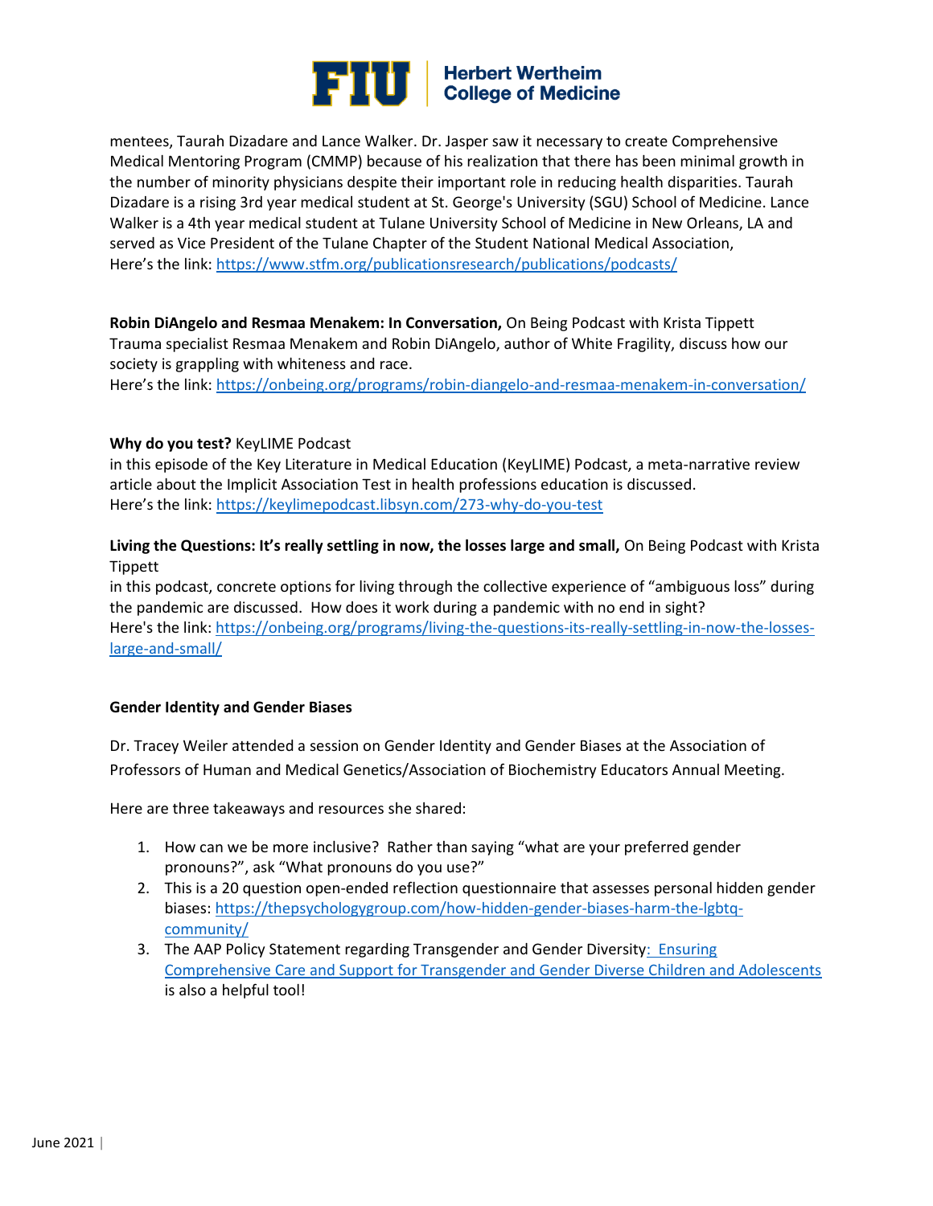mentees, Taurah Dizadare and Lance Walker. Dr. Jasper saw it necessary to create Comprehensive Medical Mentoring Program (CMMP) because of his realization that there has been minimal growth in the number of minority physicians despite their important role in reducing health disparities. Taurah Dizadare is a rising 3rd year medical student at St. George's University (SGU) School of Medicine. Lance Walker is a 4th year medical student at Tulane University School of Medicine in New Orleans, LA and served as Vice President of the Tulane Chapter of the Student National Medical Association,
Here's the link: https://www.stfm.org/publicationsresearch/publications/podcasts/

**Robin DiAngelo and Resmaa Menakem: In Conversation,** On Being Podcast with Krista Tippett
Trauma specialist Resmaa Menakem and Robin DiAngelo, author of White Fragility, discuss how our society is grappling with whiteness and race.
Here's the link: https://onbeing.org/programs/robin-diangelo-and-resmaa-menakem-in-conversation/

**Why do you test?** KeyLIME Podcast
in this episode of the Key Literature in Medical Education (KeyLIME) Podcast, a meta-narrative review article about the Implicit Association Test in health professions education is discussed.
Here's the link: https://keylimepodcast.libsyn.com/273-why-do-you-test

**Living the Questions: It's really settling in now, the losses large and small,** On Being Podcast with Krista Tippett
in this podcast, concrete options for living through the collective experience of "ambiguous loss" during the pandemic are discussed. How does it work during a pandemic with no end in sight?
Here's the link: https://onbeing.org/programs/living-the-questions-its-really-settling-in-now-the-losses-large-and-small/

**Gender Identity and Gender Biases**

Dr. Tracey Weiler attended a session on Gender Identity and Gender Biases at the Association of Professors of Human and Medical Genetics/Association of Biochemistry Educators Annual Meeting.

Here are three takeaways and resources she shared:

1. How can we be more inclusive? Rather than saying "what are your preferred gender pronouns?", ask "What pronouns do you use?"
2. This is a 20 question open-ended reflection questionnaire that assesses personal hidden gender biases: https://thepsychologygroup.com/how-hidden-gender-biases-harm-the-lgbtq-community/
3. The AAP Policy Statement regarding Transgender and Gender Diversity: Ensuring Comprehensive Care and Support for Transgender and Gender Diverse Children and Adolescents is also a helpful tool!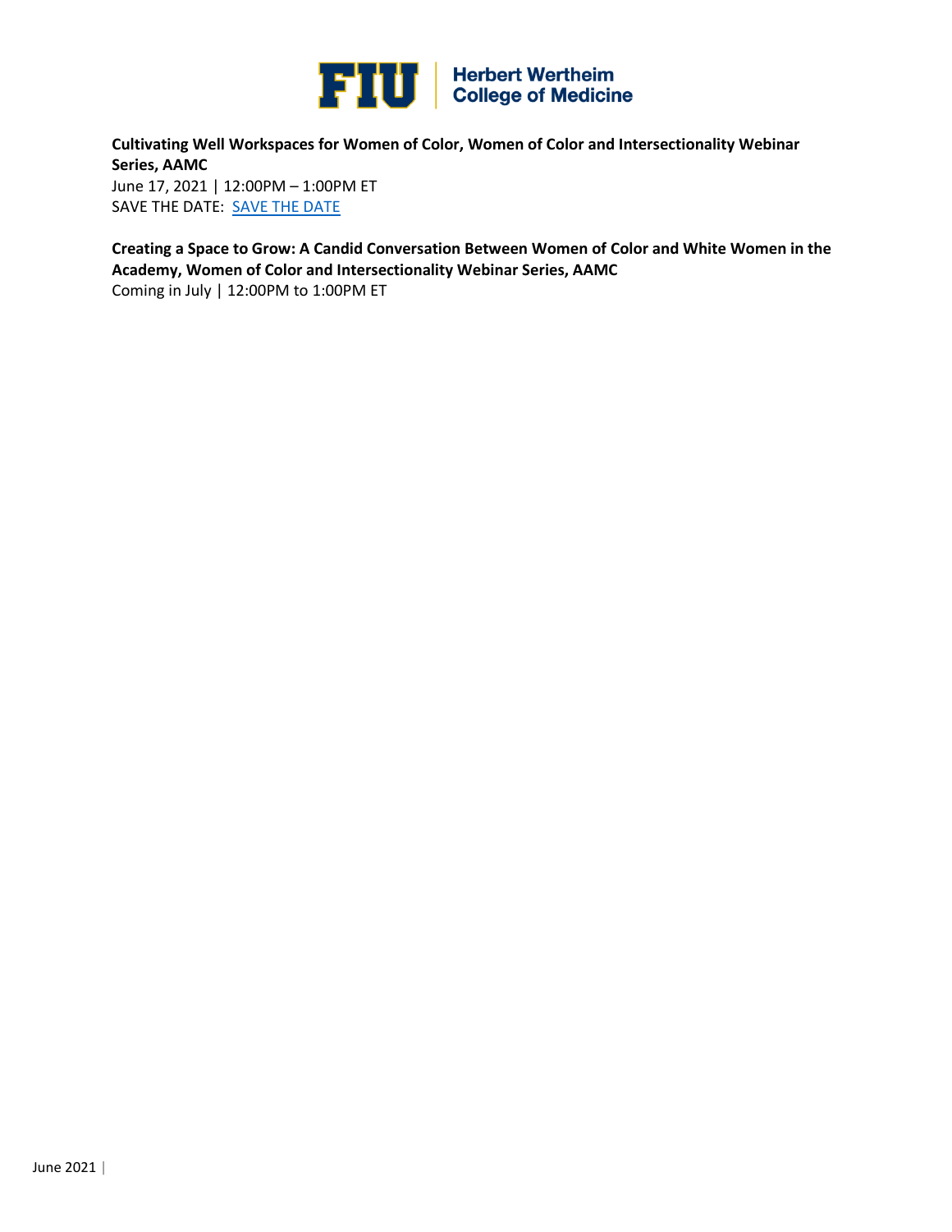**Cultivating Well Workspaces for Women of Color, Women of Color and Intersectionality Webinar Series, AAMC**
June 17, 2021 | 12:00PM – 1:00PM ET
SAVE THE DATE: SAVE THE DATE

**Creating a Space to Grow: A Candid Conversation Between Women of Color and White Women in the Academy, Women of Color and Intersectionality Webinar Series, AAMC**
Coming in July | 12:00PM to 1:00PM ET